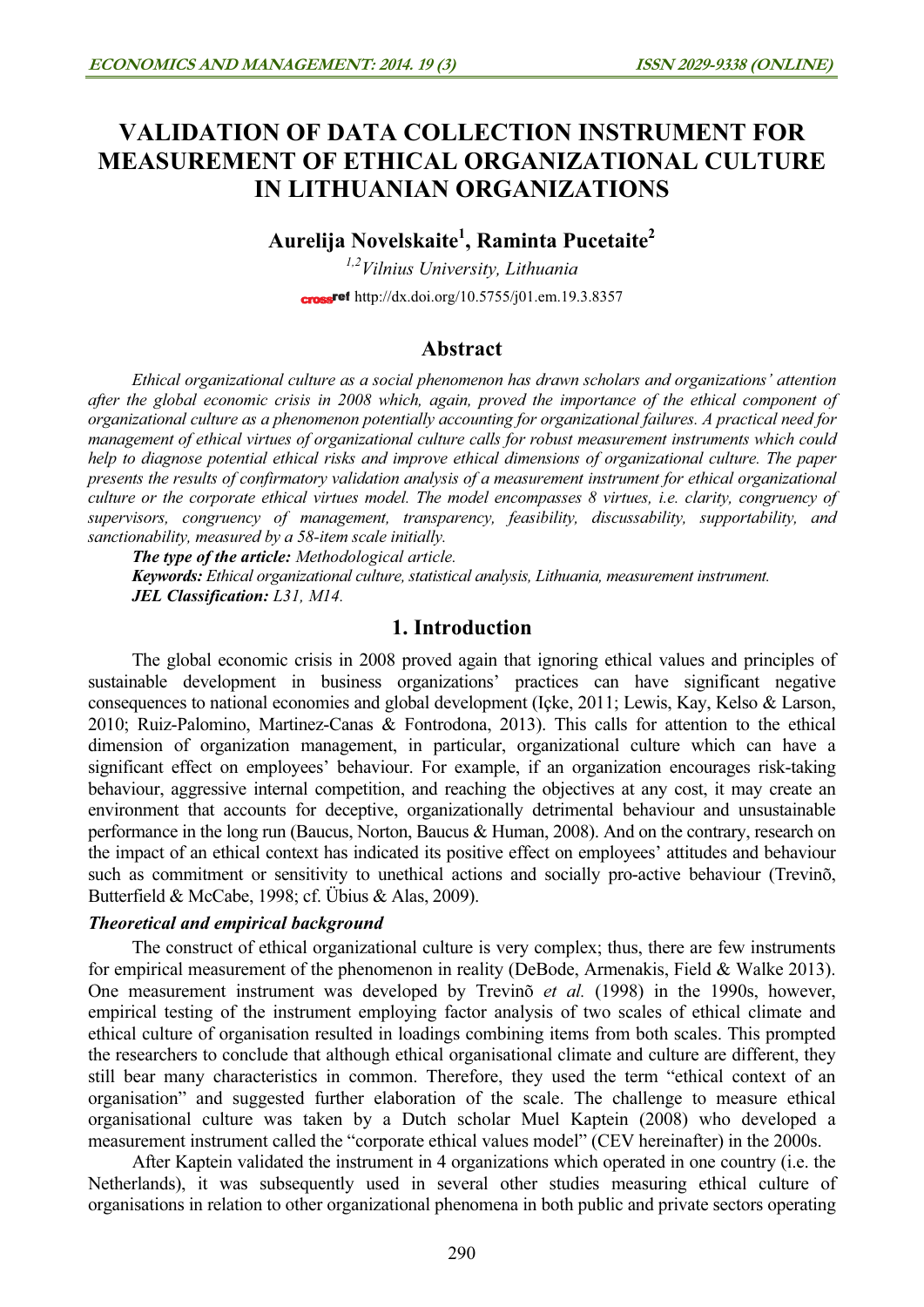# VALIDATION OF DATA COLLECTION INSTRUMENT FOR MEASUREMENT OF ETHICAL ORGANIZATIONAL CULTURE IN LITHUANIAN ORGANIZATIONS

**Aurelija Novelskaite[1], Raminta Pucetaite[2]**

*[1,2]Vilnius University, Lithuania*

http://dx.doi.org/10.5755/j01.em.19.3.8357

## Abstract

*Ethical organizational culture as a social phenomenon has drawn scholars and organizations' attention after the global economic crisis in 2008 which, again, proved the importance of the ethical component of organizational culture as a phenomenon potentially accounting for organizational failures. A practical need for management of ethical virtues of organizational culture calls for robust measurement instruments which could help to diagnose potential ethical risks and improve ethical dimensions of organizational culture. The paper presents the results of confirmatory validation analysis of a measurement instrument for ethical organizational culture or the corporate ethical virtues model. The model encompasses 8 virtues, i.e. clarity, congruency of supervisors, congruency of management, transparency, feasibility, discussability, supportability, and sanctionability, measured by a 58-item scale initially.*

***The type of the article:*** *Methodological article.*

***Keywords:*** *Ethical organizational culture, statistical analysis, Lithuania, measurement instrument.*

***JEL Classification:*** *L31, M14.*

## 1. Introduction

The global economic crisis in 2008 proved again that ignoring ethical values and principles of sustainable development in business organizations' practices can have significant negative consequences to national economies and global development (Içke, 2011; Lewis, Kay, Kelso & Larson, 2010; Ruiz-Palomino, Martinez-Canas & Fontrodona, 2013). This calls for attention to the ethical dimension of organization management, in particular, organizational culture which can have a significant effect on employees' behaviour. For example, if an organization encourages risk-taking behaviour, aggressive internal competition, and reaching the objectives at any cost, it may create an environment that accounts for deceptive, organizationally detrimental behaviour and unsustainable performance in the long run (Baucus, Norton, Baucus & Human, 2008). And on the contrary, research on the impact of an ethical context has indicated its positive effect on employees' attitudes and behaviour such as commitment or sensitivity to unethical actions and socially pro-active behaviour (Trevinõ, Butterfield & McCabe, 1998; cf. Übius & Alas, 2009).

### *Theoretical and empirical background*

The construct of ethical organizational culture is very complex; thus, there are few instruments for empirical measurement of the phenomenon in reality (DeBode, Armenakis, Field & Walke 2013). One measurement instrument was developed by Trevinõ *et al.* (1998) in the 1990s, however, empirical testing of the instrument employing factor analysis of two scales of ethical climate and ethical culture of organisation resulted in loadings combining items from both scales. This prompted the researchers to conclude that although ethical organisational climate and culture are different, they still bear many characteristics in common. Therefore, they used the term "ethical context of an organisation" and suggested further elaboration of the scale. The challenge to measure ethical organisational culture was taken by a Dutch scholar Muel Kaptein (2008) who developed a measurement instrument called the "corporate ethical values model" (CEV hereinafter) in the 2000s.

After Kaptein validated the instrument in 4 organizations which operated in one country (i.e. the Netherlands), it was subsequently used in several other studies measuring ethical culture of organisations in relation to other organizational phenomena in both public and private sectors operating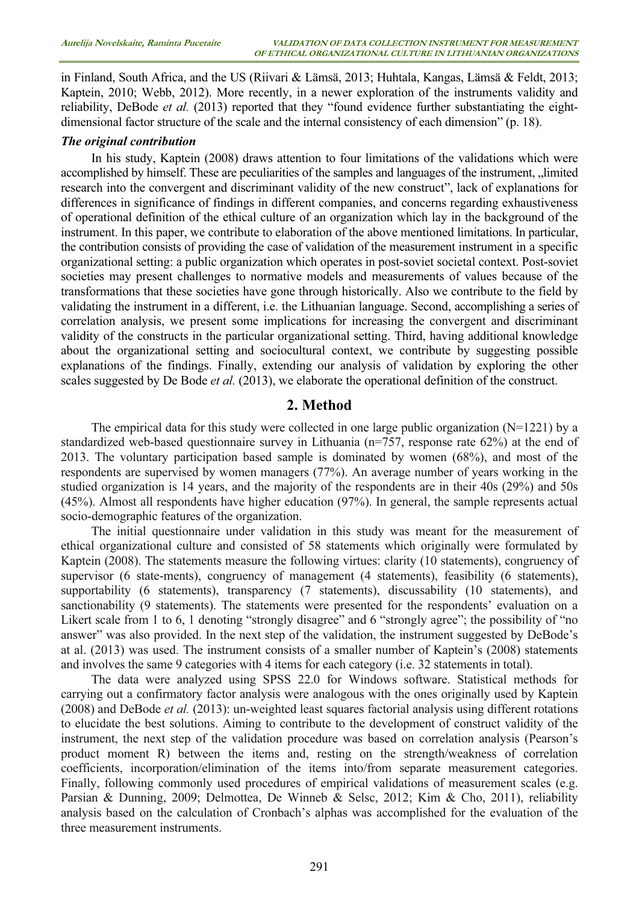in Finland, South Africa, and the US (Riivari & Lämsä, 2013; Huhtala, Kangas, Lämsä & Feldt, 2013; Kaptein, 2010; Webb, 2012). More recently, in a newer exploration of the instruments validity and reliability, DeBode *et al.* (2013) reported that they "found evidence further substantiating the eight-dimensional factor structure of the scale and the internal consistency of each dimension" (p. 18).

### *The original contribution*

In his study, Kaptein (2008) draws attention to four limitations of the validations which were accomplished by himself. These are peculiarities of the samples and languages of the instrument, „limited research into the convergent and discriminant validity of the new construct", lack of explanations for differences in significance of findings in different companies, and concerns regarding exhaustiveness of operational definition of the ethical culture of an organization which lay in the background of the instrument. In this paper, we contribute to elaboration of the above mentioned limitations. In particular, the contribution consists of providing the case of validation of the measurement instrument in a specific organizational setting: a public organization which operates in post-soviet societal context. Post-soviet societies may present challenges to normative models and measurements of values because of the transformations that these societies have gone through historically. Also we contribute to the field by validating the instrument in a different, i.e. the Lithuanian language. Second, accomplishing a series of correlation analysis, we present some implications for increasing the convergent and discriminant validity of the constructs in the particular organizational setting. Third, having additional knowledge about the organizational setting and sociocultural context, we contribute by suggesting possible explanations of the findings. Finally, extending our analysis of validation by exploring the other scales suggested by De Bode *et al.* (2013), we elaborate the operational definition of the construct.

## 2. Method

The empirical data for this study were collected in one large public organization (N=1221) by a standardized web-based questionnaire survey in Lithuania (n=757, response rate 62%) at the end of 2013. The voluntary participation based sample is dominated by women (68%), and most of the respondents are supervised by women managers (77%). An average number of years working in the studied organization is 14 years, and the majority of the respondents are in their 40s (29%) and 50s (45%). Almost all respondents have higher education (97%). In general, the sample represents actual socio-demographic features of the organization.

The initial questionnaire under validation in this study was meant for the measurement of ethical organizational culture and consisted of 58 statements which originally were formulated by Kaptein (2008). The statements measure the following virtues: clarity (10 statements), congruency of supervisor (6 state-ments), congruency of management (4 statements), feasibility (6 statements), supportability (6 statements), transparency (7 statements), discussability (10 statements), and sanctionability (9 statements). The statements were presented for the respondents' evaluation on a Likert scale from 1 to 6, 1 denoting "strongly disagree" and 6 "strongly agree"; the possibility of "no answer" was also provided. In the next step of the validation, the instrument suggested by DeBode's at al. (2013) was used. The instrument consists of a smaller number of Kaptein's (2008) statements and involves the same 9 categories with 4 items for each category (i.e. 32 statements in total).

The data were analyzed using SPSS 22.0 for Windows software. Statistical methods for carrying out a confirmatory factor analysis were analogous with the ones originally used by Kaptein (2008) and DeBode *et al.* (2013): un-weighted least squares factorial analysis using different rotations to elucidate the best solutions. Aiming to contribute to the development of construct validity of the instrument, the next step of the validation procedure was based on correlation analysis (Pearson's product moment R) between the items and, resting on the strength/weakness of correlation coefficients, incorporation/elimination of the items into/from separate measurement categories. Finally, following commonly used procedures of empirical validations of measurement scales (e.g. Parsian & Dunning, 2009; Delmottea, De Winneb & Selsc, 2012; Kim & Cho, 2011), reliability analysis based on the calculation of Cronbach's alphas was accomplished for the evaluation of the three measurement instruments.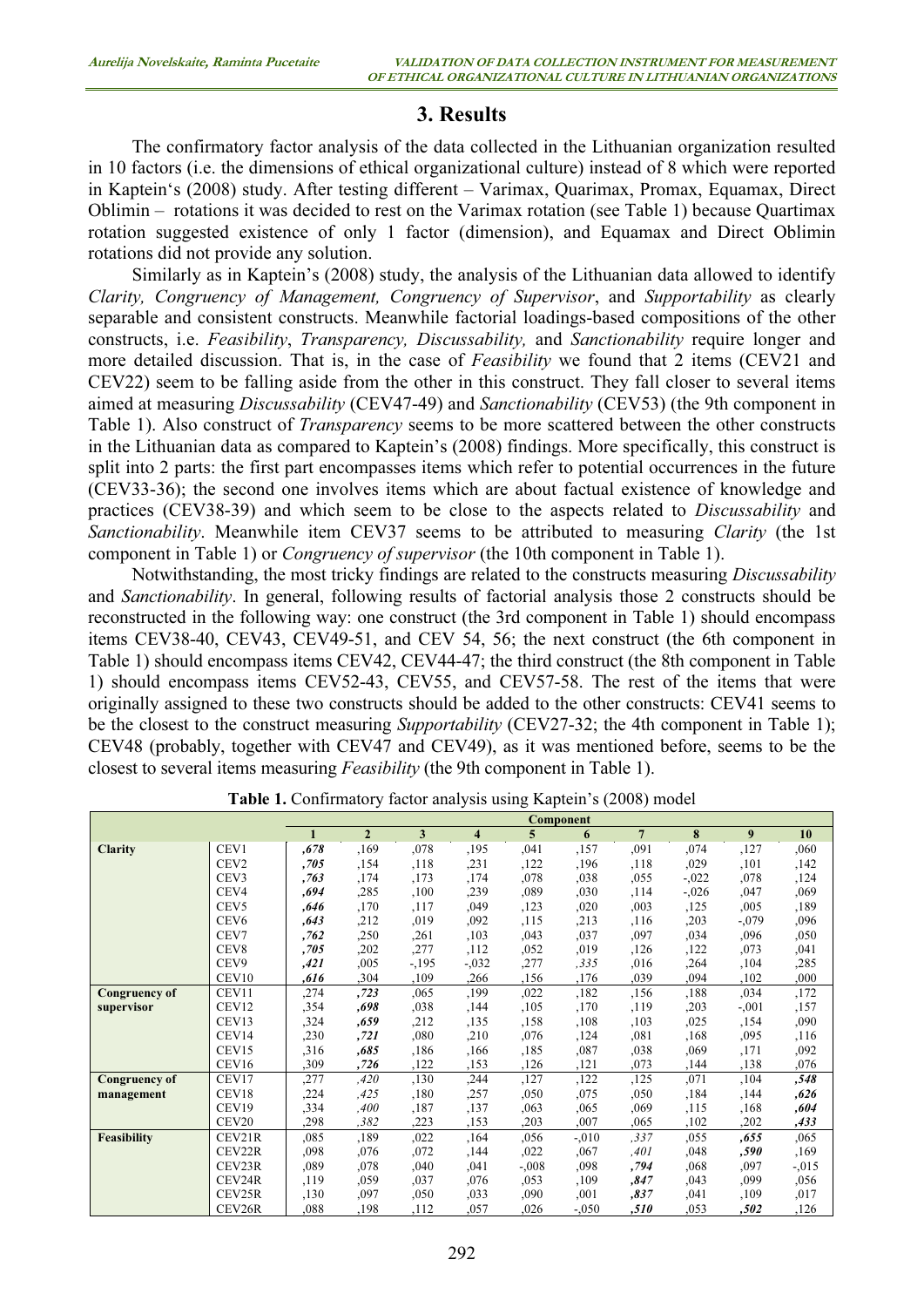## 3. Results

The confirmatory factor analysis of the data collected in the Lithuanian organization resulted in 10 factors (i.e. the dimensions of ethical organizational culture) instead of 8 which were reported in Kaptein's (2008) study. After testing different – Varimax, Quarimax, Promax, Equamax, Direct Oblimin – rotations it was decided to rest on the Varimax rotation (see Table 1) because Quartimax rotation suggested existence of only 1 factor (dimension), and Equamax and Direct Oblimin rotations did not provide any solution.

Similarly as in Kaptein's (2008) study, the analysis of the Lithuanian data allowed to identify *Clarity, Congruency of Management, Congruency of Supervisor*, and *Supportability* as clearly separable and consistent constructs. Meanwhile factorial loadings-based compositions of the other constructs, i.e. *Feasibility*, *Transparency, Discussability,* and *Sanctionability* require longer and more detailed discussion. That is, in the case of *Feasibility* we found that 2 items (CEV21 and CEV22) seem to be falling aside from the other in this construct. They fall closer to several items aimed at measuring *Discussability* (CEV47-49) and *Sanctionability* (CEV53) (the 9th component in Table 1). Also construct of *Transparency* seems to be more scattered between the other constructs in the Lithuanian data as compared to Kaptein's (2008) findings. More specifically, this construct is split into 2 parts: the first part encompasses items which refer to potential occurrences in the future (CEV33-36); the second one involves items which are about factual existence of knowledge and practices (CEV38-39) and which seem to be close to the aspects related to *Discussability* and *Sanctionability*. Meanwhile item CEV37 seems to be attributed to measuring *Clarity* (the 1st component in Table 1) or *Congruency of supervisor* (the 10th component in Table 1).

Notwithstanding, the most tricky findings are related to the constructs measuring *Discussability* and *Sanctionability*. In general, following results of factorial analysis those 2 constructs should be reconstructed in the following way: one construct (the 3rd component in Table 1) should encompass items CEV38-40, CEV43, CEV49-51, and CEV 54, 56; the next construct (the 6th component in Table 1) should encompass items CEV42, CEV44-47; the third construct (the 8th component in Table 1) should encompass items CEV52-43, CEV55, and CEV57-58. The rest of the items that were originally assigned to these two constructs should be added to the other constructs: CEV41 seems to be the closest to the construct measuring *Supportability* (CEV27-32; the 4th component in Table 1); CEV48 (probably, together with CEV47 and CEV49), as it was mentioned before, seems to be the closest to several items measuring *Feasibility* (the 9th component in Table 1).

**Table 1.** Confirmatory factor analysis using Kaptein's (2008) model

| | | Component | | | | | | | | | |
|---|---|---|---|---|---|---|---|---|---|---|---|
| | | 1 | 2 | 3 | 4 | 5 | 6 | 7 | 8 | 9 | 10 |
| **Clarity** | CEV1 | ***,678*** | ,169 | ,078 | ,195 | ,041 | ,157 | ,091 | ,074 | ,127 | ,060 |
| | CEV2 | ***,705*** | ,154 | ,118 | ,231 | ,122 | ,196 | ,118 | ,029 | ,101 | ,142 |
| | CEV3 | ***,763*** | ,174 | ,173 | ,174 | ,078 | ,038 | ,055 | -,022 | ,078 | ,124 |
| | CEV4 | ***,694*** | ,285 | ,100 | ,239 | ,089 | ,030 | ,114 | -,026 | ,047 | ,069 |
| | CEV5 | ***,646*** | ,170 | ,117 | ,049 | ,123 | ,020 | ,003 | ,125 | ,005 | ,189 |
| | CEV6 | ***,643*** | ,212 | ,019 | ,092 | ,115 | ,213 | ,116 | ,203 | -,079 | ,096 |
| | CEV7 | ***,762*** | ,250 | ,261 | ,103 | ,043 | ,037 | ,097 | ,034 | ,096 | ,050 |
| | CEV8 | ***,705*** | ,202 | ,277 | ,112 | ,052 | ,019 | ,126 | ,122 | ,073 | ,041 |
| | CEV9 | ***,421*** | ,005 | -,195 | -,032 | ,277 | *,335* | ,016 | ,264 | ,104 | ,285 |
| | CEV10 | ***,616*** | ,304 | ,109 | ,266 | ,156 | ,176 | ,039 | ,094 | ,102 | ,000 |
| **Congruency of supervisor** | CEV11 | ,274 | ***,723*** | ,065 | ,199 | ,022 | ,182 | ,156 | ,188 | ,034 | ,172 |
| | CEV12 | ,354 | ***,698*** | ,038 | ,144 | ,105 | ,170 | ,119 | ,203 | -,001 | ,157 |
| | CEV13 | ,324 | ***,659*** | ,212 | ,135 | ,158 | ,108 | ,103 | ,025 | ,154 | ,090 |
| | CEV14 | ,230 | ***,721*** | ,080 | ,210 | ,076 | ,124 | ,081 | ,168 | ,095 | ,116 |
| | CEV15 | ,316 | ***,685*** | ,186 | ,166 | ,185 | ,087 | ,038 | ,069 | ,171 | ,092 |
| | CEV16 | ,309 | ***,726*** | ,122 | ,153 | ,126 | ,121 | ,073 | ,144 | ,138 | ,076 |
| **Congruency of management** | CEV17 | ,277 | *,420* | ,130 | ,244 | ,127 | ,122 | ,125 | ,071 | ,104 | ***,548*** |
| | CEV18 | ,224 | *,425* | ,180 | ,257 | ,050 | ,075 | ,050 | ,184 | ,144 | ***,626*** |
| | CEV19 | ,334 | *,400* | ,187 | ,137 | ,063 | ,065 | ,069 | ,115 | ,168 | ***,604*** |
| | CEV20 | ,298 | *,382* | ,223 | ,153 | ,203 | ,007 | ,065 | ,102 | ,202 | ***,433*** |
| **Feasibility** | CEV21R | ,085 | ,189 | ,022 | ,164 | ,056 | -,010 | *,337* | ,055 | ***,655*** | ,065 |
| | CEV22R | ,098 | ,076 | ,072 | ,144 | ,022 | ,067 | *,401* | ,048 | ***,590*** | ,169 |
| | CEV23R | ,089 | ,078 | ,040 | ,041 | -,008 | ,098 | ***,794*** | ,068 | ,097 | -,015 |
| | CEV24R | ,119 | ,059 | ,037 | ,076 | ,053 | ,109 | ***,847*** | ,043 | ,099 | ,056 |
| | CEV25R | ,130 | ,097 | ,050 | ,033 | ,090 | ,001 | ***,837*** | ,041 | ,109 | ,017 |
| | CEV26R | ,088 | ,198 | ,112 | ,057 | ,026 | -,050 | ***,510*** | ,053 | ***,502*** | ,126 |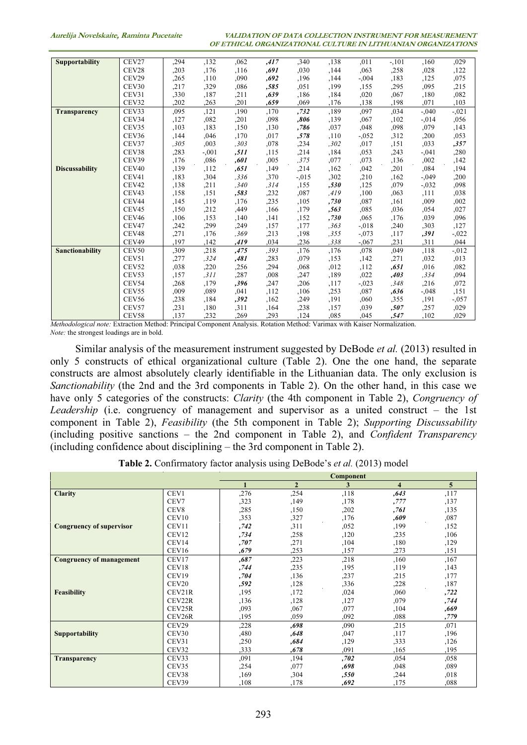| Supportability | CEV27 | ,294 | ,132 | ,062 | ***,417*** | ,340 | ,138 | ,011 | -,101 | ,160 | ,029 |
|---|---|---|---|---|---|---|---|---|---|---|---|
| | CEV28 | ,203 | ,176 | ,116 | ***,691*** | ,030 | ,144 | ,063 | ,258 | ,028 | ,122 |
| | CEV29 | ,265 | ,110 | ,090 | ***,692*** | ,196 | ,144 | -,004 | ,183 | ,125 | ,075 |
| | CEV30 | ,217 | ,329 | ,086 | ***,585*** | ,051 | ,199 | ,155 | ,295 | ,095 | ,215 |
| | CEV31 | ,330 | ,187 | ,211 | ***,639*** | ,186 | ,184 | ,020 | ,067 | ,180 | ,082 |
| | CEV32 | ,202 | ,263 | ,201 | ***,659*** | ,069 | ,176 | ,138 | ,198 | ,071 | ,103 |
| Transparency | CEV33 | ,095 | ,121 | ,190 | ,170 | ***,732*** | ,189 | ,097 | ,034 | -,040 | -,021 |
| | CEV34 | ,127 | ,082 | ,201 | ,098 | ***,806*** | ,139 | ,067 | ,102 | -,014 | ,056 |
| | CEV35 | ,103 | ,183 | ,150 | ,130 | ***,786*** | ,037 | ,048 | ,098 | ,079 | ,143 |
| | CEV36 | ,144 | ,046 | ,170 | ,017 | ***,578*** | ,110 | -,052 | ,312 | ,200 | ,053 |
| | CEV37 | *,305* | ,003 | *,303* | ,078 | ,234 | *,302* | ,017 | ,151 | ,033 | ***,357*** |
| | CEV38 | ,283 | -,001 | ***,511*** | ,115 | ,214 | ,184 | ,053 | ,243 | -,041 | ,280 |
| | CEV39 | ,176 | ,086 | ***,601*** | ,005 | *,375* | ,077 | ,073 | ,136 | ,002 | ,142 |
| Discussability | CEV40 | ,139 | ,112 | ***,651*** | ,149 | ,214 | ,162 | ,042 | ,201 | ,084 | ,194 |
| | CEV41 | ,183 | ,304 | *,336* | ,370 | -,015 | ,302 | ,210 | ,162 | -,049 | ,200 |
| | CEV42 | ,138 | ,211 | *,340* | *,314* | ,155 | ***,530*** | ,125 | ,079 | -,032 | ,098 |
| | CEV43 | ,158 | ,151 | ***,583*** | ,232 | ,087 | *,419* | ,100 | ,063 | ,111 | ,038 |
| | CEV44 | ,145 | ,119 | ,176 | ,235 | ,105 | ***,730*** | ,087 | ,161 | ,009 | ,002 |
| | CEV45 | ,150 | ,212 | ,449 | ,166 | ,179 | ***,563*** | ,085 | ,036 | ,054 | ,027 |
| | CEV46 | ,106 | ,153 | ,140 | ,141 | ,152 | ***,730*** | ,065 | ,176 | ,039 | ,096 |
| | CEV47 | ,242 | ,299 | ,249 | ,157 | ,177 | *,363* | -,018 | ,240 | ,303 | ,127 |
| | CEV48 | ,271 | ,176 | *,369* | ,213 | ,198 | *,355* | -,073 | ,117 | ***,391*** | -,022 |
| | CEV49 | ,197 | ,142 | ***,419*** | ,034 | ,236 | *,338* | -,067 | ,231 | ,311 | ,044 |
| Sanctionability | CEV50 | ,309 | ,218 | ***,475*** | *,393* | ,176 | ,176 | ,078 | ,049 | ,118 | -,012 |
| | CEV51 | ,277 | *,324* | ***,481*** | ,283 | ,079 | ,153 | ,142 | ,271 | ,032 | ,013 |
| | CEV52 | ,038 | ,220 | ,256 | ,294 | ,068 | ,012 | ,112 | ***,651*** | ,016 | ,082 |
| | CEV53 | ,157 | *,311* | ,287 | ,008 | ,247 | ,189 | ,022 | ***,403*** | *,334* | ,094 |
| | CEV54 | ,268 | ,179 | ***,396*** | ,247 | ,206 | ,117 | -,023 | *,348* | ,216 | ,072 |
| | CEV55 | ,009 | ,089 | ,041 | ,112 | ,106 | ,253 | ,087 | ***,636*** | -,048 | ,151 |
| | CEV56 | ,238 | ,184 | ***,392*** | ,162 | ,249 | ,191 | ,060 | ,355 | ,191 | -,057 |
| | CEV57 | ,231 | ,180 | ,311 | ,164 | ,238 | ,157 | ,039 | ***,507*** | ,257 | ,029 |
| | CEV58 | ,137 | ,232 | ,269 | ,293 | ,124 | ,085 | ,045 | ***,547*** | ,102 | ,029 |

*Methodological note:* Extraction Method: Principal Component Analysis. Rotation Method: Varimax with Kaiser Normalization.
*Note:* the strongest loadings are in bold.

Similar analysis of the measurement instrument suggested by DeBode *et al.* (2013) resulted in only 5 constructs of ethical organizational culture (Table 2). One the one hand, the separate constructs are almost absolutely clearly identifiable in the Lithuanian data. The only exclusion is *Sanctionability* (the 2nd and the 3rd components in Table 2). On the other hand, in this case we have only 5 categories of the constructs: *Clarity* (the 4th component in Table 2), *Congruency of Leadership* (i.e. congruency of management and supervisor as a united construct – the 1st component in Table 2), *Feasibility* (the 5th component in Table 2); *Supporting Discussability* (including positive sanctions – the 2nd component in Table 2), and *Confident Transparency* (including confidence about disciplining – the 3rd component in Table 2).

**Table 2.** Confirmatory factor analysis using DeBode's *et al.* (2013) model

| | | Component | | | | |
|---|---|---|---|---|---|---|
| | | **1** | **2** | **3** | **4** | **5** |
| **Clarity** | CEV1 | ,276 | ,254 | ,118 | ***,643*** | ,117 |
| | CEV7 | ,323 | ,149 | ,178 | ***,777*** | ,137 |
| | CEV8 | ,285 | ,150 | ,202 | ***,761*** | ,135 |
| | CEV10 | ,353 | ,327 | ,176 | ***,609*** | ,087 |
| **Congruency of supervisor** | CEV11 | ***,742*** | ,311 | ,052 | ,199 | ,152 |
| | CEV12 | ***,734*** | ,258 | ,120 | ,235 | ,106 |
| | CEV14 | ***,707*** | ,271 | ,104 | ,180 | ,129 |
| | CEV16 | ***,679*** | ,253 | ,157 | ,273 | ,151 |
| **Congruency of management** | CEV17 | ***,687*** | ,223 | ,218 | ,160 | ,167 |
| | CEV18 | ***,744*** | ,235 | ,195 | ,119 | ,143 |
| | CEV19 | ***,704*** | ,136 | ,237 | ,215 | ,177 |
| | CEV20 | ***,592*** | ,128 | ,336 | ,228 | ,187 |
| **Feasibility** | CEV21R | ,195 | ,172 | ,024 | ,060 | ***,722*** |
| | CEV22R | ,136 | ,128 | ,127 | ,079 | ***,744*** |
| | CEV25R | ,093 | ,067 | ,077 | ,104 | ***,669*** |
| | CEV26R | ,195 | ,059 | ,092 | ,088 | ***,779*** |
| **Supportability** | CEV29 | ,228 | ***,698*** | ,090 | ,215 | ,071 |
| | CEV30 | ,480 | ***,648*** | ,047 | ,117 | ,196 |
| | CEV31 | ,250 | ***,684*** | ,129 | ,333 | ,126 |
| | CEV32 | ,333 | ***,678*** | ,091 | ,165 | ,195 |
| **Transparency** | CEV33 | ,091 | ,194 | ***,702*** | ,054 | ,058 |
| | CEV35 | ,254 | ,077 | ***,698*** | ,048 | ,089 |
| | CEV38 | ,169 | ,304 | ***,550*** | ,244 | ,018 |
| | CEV39 | ,108 | ,178 | ***,692*** | ,175 | ,088 |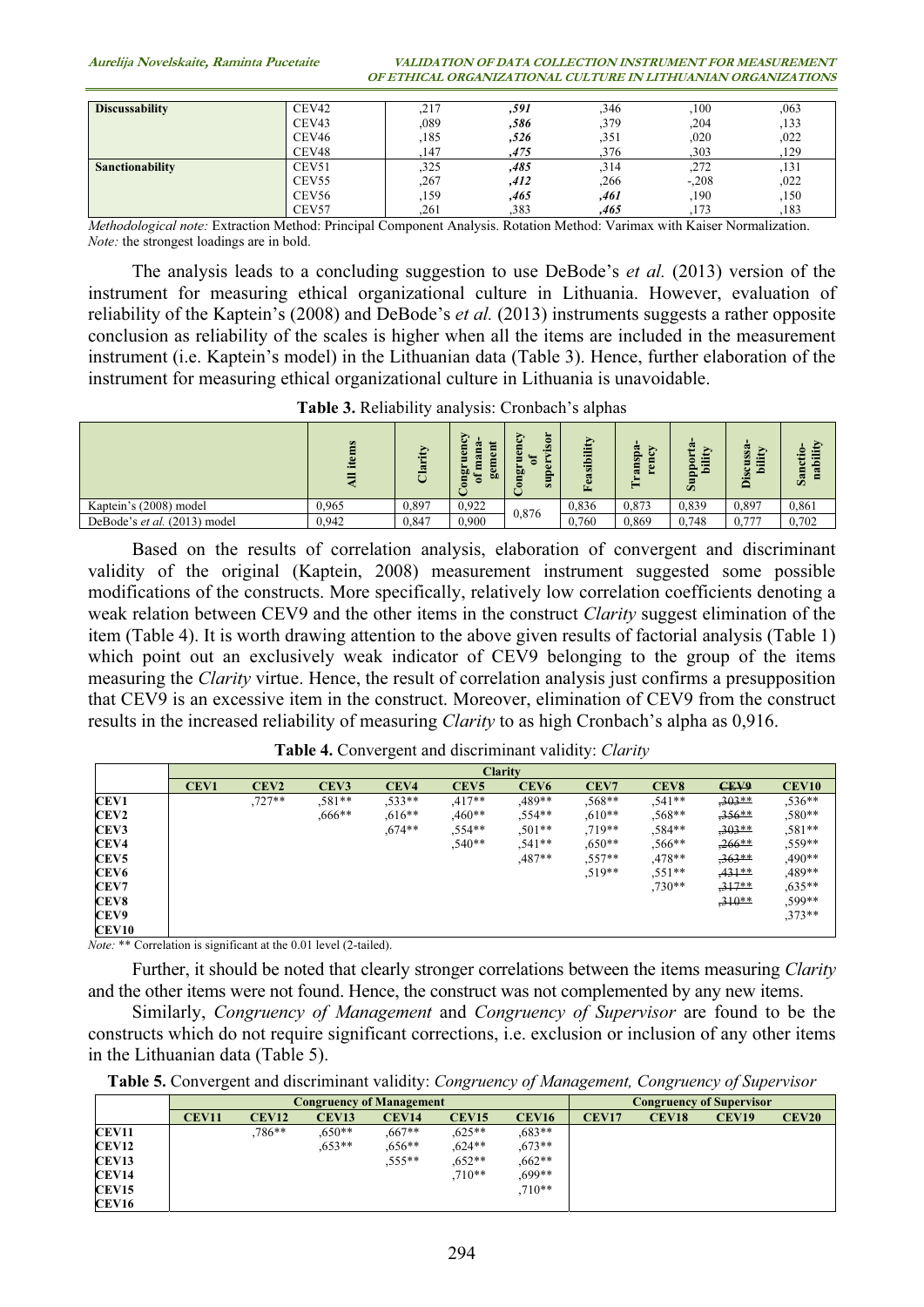| | | | | | | |
|---|---|---|---|---|---|---|
| **Discussability** | CEV42 | ,217 | ***,591*** | ,346 | ,100 | ,063 |
| | CEV43 | ,089 | ***,586*** | ,379 | ,204 | ,133 |
| | CEV46 | ,185 | ***,526*** | ,351 | ,020 | ,022 |
| | CEV48 | ,147 | ***,475*** | ,376 | ,303 | ,129 |
| **Sanctionability** | CEV51 | ,325 | ***,485*** | ,314 | ,272 | ,131 |
| | CEV55 | ,267 | ***,412*** | ,266 | -,208 | ,022 |
| | CEV56 | ,159 | ***,465*** | ***,461*** | ,190 | ,150 |
| | CEV57 | ,261 | ,383 | ***,465*** | ,173 | ,183 |

*Methodological note:* Extraction Method: Principal Component Analysis. Rotation Method: Varimax with Kaiser Normalization. *Note:* the strongest loadings are in bold.

The analysis leads to a concluding suggestion to use DeBode's *et al.* (2013) version of the instrument for measuring ethical organizational culture in Lithuania. However, evaluation of reliability of the Kaptein's (2008) and DeBode's *et al.* (2013) instruments suggests a rather opposite conclusion as reliability of the scales is higher when all the items are included in the measurement instrument (i.e. Kaptein's model) in the Lithuanian data (Table 3). Hence, further elaboration of the instrument for measuring ethical organizational culture in Lithuania is unavoidable.

**Table 3.** Reliability analysis: Cronbach's alphas

| | All items | Clarity | Congruency of management | Congruency of supervisor | Feasibility | Transparency | Supportability | Discussability | Sanctionability |
|---|---|---|---|---|---|---|---|---|---|
| Kaptein's (2008) model | 0,965 | 0,897 | 0,922 | 0,876 | 0,836 | 0,873 | 0,839 | 0,897 | 0,861 |
| DeBode's *et al.* (2013) model | 0,942 | 0,847 | 0,900 | | 0,760 | 0,869 | 0,748 | 0,777 | 0,702 |

Based on the results of correlation analysis, elaboration of convergent and discriminant validity of the original (Kaptein, 2008) measurement instrument suggested some possible modifications of the constructs. More specifically, relatively low correlation coefficients denoting a weak relation between CEV9 and the other items in the construct *Clarity* suggest elimination of the item (Table 4). It is worth drawing attention to the above given results of factorial analysis (Table 1) which point out an exclusively weak indicator of CEV9 belonging to the group of the items measuring the *Clarity* virtue. Hence, the result of correlation analysis just confirms a presupposition that CEV9 is an excessive item in the construct. Moreover, elimination of CEV9 from the construct results in the increased reliability of measuring *Clarity* to as high Cronbach's alpha as 0,916.

**Table 4.** Convergent and discriminant validity: *Clarity*

| | **Clarity** | | | | | | | | | |
|---|---|---|---|---|---|---|---|---|---|---|
| | **CEV1** | **CEV2** | **CEV3** | **CEV4** | **CEV5** | **CEV6** | **CEV7** | **CEV8** | ~~**CEV9**~~ | **CEV10** |
| **CEV1** | | ,727** | ,581** | ,533** | ,417** | ,489** | ,568** | ,541** | ~~,303**~~ | ,536** |
| **CEV2** | | | ,666** | ,616** | ,460** | ,554** | ,610** | ,568** | ~~,356**~~ | ,580** |
| **CEV3** | | | | ,674** | ,554** | ,501** | ,719** | ,584** | ~~,303**~~ | ,581** |
| **CEV4** | | | | | ,540** | ,541** | ,650** | ,566** | ~~,266**~~ | ,559** |
| **CEV5** | | | | | | ,487** | ,557** | ,478** | ~~,363**~~ | ,490** |
| **CEV6** | | | | | | | ,519** | ,551** | ~~,431**~~ | ,489** |
| **CEV7** | | | | | | | | ,730** | ~~,317**~~ | ,635** |
| **CEV8** | | | | | | | | | ~~,310**~~ | ,599** |
| **CEV9** | | | | | | | | | | ,373** |
| **CEV10** | | | | | | | | | | |

*Note:* ** Correlation is significant at the 0.01 level (2-tailed).

Further, it should be noted that clearly stronger correlations between the items measuring *Clarity* and the other items were not found. Hence, the construct was not complemented by any new items.

Similarly, *Congruency of Management* and *Congruency of Supervisor* are found to be the constructs which do not require significant corrections, i.e. exclusion or inclusion of any other items in the Lithuanian data (Table 5).

**Table 5.** Convergent and discriminant validity: *Congruency of Management, Congruency of Supervisor*

| | **Congruency of Management** | | | | | | **Congruency of Supervisor** | | | |
|---|---|---|---|---|---|---|---|---|---|---|
| | **CEV11** | **CEV12** | **CEV13** | **CEV14** | **CEV15** | **CEV16** | **CEV17** | **CEV18** | **CEV19** | **CEV20** |
| **CEV11** | | ,786** | ,650** | ,667** | ,625** | ,683** | | | | |
| **CEV12** | | | ,653** | ,656** | ,624** | ,673** | | | | |
| **CEV13** | | | | ,555** | ,652** | ,662** | | | | |
| **CEV14** | | | | | ,710** | ,699** | | | | |
| **CEV15** | | | | | | ,710** | | | | |
| **CEV16** | | | | | | | | | | |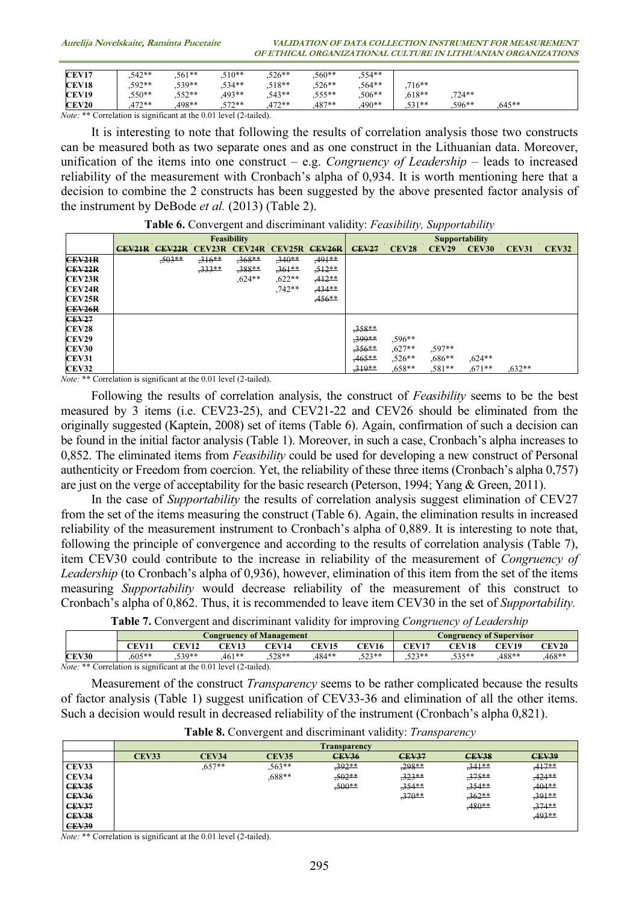| | | | | | | | | | |
|---|---|---|---|---|---|---|---|---|---|
| **CEV17** | ,542** | ,561** | ,510** | ,526** | ,560** | ,554** | | | |
| **CEV18** | ,592** | ,539** | ,534** | ,518** | ,526** | ,564** | ,716** | | |
| **CEV19** | ,550** | ,552** | ,493** | ,543** | ,555** | ,506** | ,618** | ,724** | |
| **CEV20** | ,472** | ,498** | ,572** | ,472** | ,487** | ,490** | ,531** | ,596** | ,645** |

*Note:* ** Correlation is significant at the 0.01 level (2-tailed).

It is interesting to note that following the results of correlation analysis those two constructs can be measured both as two separate ones and as one construct in the Lithuanian data. Moreover, unification of the items into one construct – e.g. *Congruency of Leadership* – leads to increased reliability of the measurement with Cronbach's alpha of 0,934. It is worth mentioning here that a decision to combine the 2 constructs has been suggested by the above presented factor analysis of the instrument by DeBode *et al.* (2013) (Table 2).

**Table 6.** Convergent and discriminant validity: *Feasibility, Supportability*

| | **Feasibility** | | | | | | **Supportability** | | | | | |
|---|---|---|---|---|---|---|---|---|---|---|---|---|
| | ~~**CEV21R**~~ | ~~**CEV22R**~~ | **CEV23R** | **CEV24R** | **CEV25R** | ~~**CEV26R**~~ | ~~**CEV27**~~ | **CEV28** | **CEV29** | **CEV30** | **CEV31** | **CEV32** |
| ~~**CEV21R**~~ | | ~~,503**~~ | ~~,316**~~ | ~~,368**~~ | ~~,340**~~ | ~~,491**~~ | | | | | | |
| ~~**CEV22R**~~ | | | ~~,333**~~ | ~~,388**~~ | ~~,361**~~ | ~~,512**~~ | | | | | | |
| **CEV23R** | | | | ,624** | ,622** | ~~,412**~~ | | | | | | |
| **CEV24R** | | | | | ,742** | ~~,434**~~ | | | | | | |
| **CEV25R** | | | | | | ~~,456**~~ | | | | | | |
| ~~**CEV26R**~~ | | | | | | | | | | | | |
| ~~**CEV27**~~ | | | | | | | | | | | | |
| **CEV28** | | | | | | | ~~,358**~~ | | | | | |
| **CEV29** | | | | | | | ~~,399**~~ | ,596** | | | | |
| **CEV30** | | | | | | | ~~,356**~~ | ,627** | ,597** | | | |
| **CEV31** | | | | | | | ~~,465**~~ | ,526** | ,686** | ,624** | | |
| **CEV32** | | | | | | | ~~,319**~~ | ,658** | ,581** | ,671** | ,632** | |

*Note:* ** Correlation is significant at the 0.01 level (2-tailed).

Following the results of correlation analysis, the construct of *Feasibility* seems to be the best measured by 3 items (i.e. CEV23-25), and CEV21-22 and CEV26 should be eliminated from the originally suggested (Kaptein, 2008) set of items (Table 6). Again, confirmation of such a decision can be found in the initial factor analysis (Table 1). Moreover, in such a case, Cronbach's alpha increases to 0,852. The eliminated items from *Feasibility* could be used for developing a new construct of Personal authenticity or Freedom from coercion. Yet, the reliability of these three items (Cronbach's alpha 0,757) are just on the verge of acceptability for the basic research (Peterson, 1994; Yang & Green, 2011).

In the case of *Supportability* the results of correlation analysis suggest elimination of CEV27 from the set of the items measuring the construct (Table 6). Again, the elimination results in increased reliability of the measurement instrument to Cronbach's alpha of 0,889. It is interesting to note that, following the principle of convergence and according to the results of correlation analysis (Table 7), item CEV30 could contribute to the increase in reliability of the measurement of *Congruency of Leadership* (to Cronbach's alpha of 0,936), however, elimination of this item from the set of the items measuring *Supportability* would decrease reliability of the measurement of this construct to Cronbach's alpha of 0,862. Thus, it is recommended to leave item CEV30 in the set of *Supportability.*

**Table 7.** Convergent and discriminant validity for improving *Congruency of Leadership*

| | **Congruency of Management** | | | | | | **Congruency of Supervisor** | | | |
|---|---|---|---|---|---|---|---|---|---|---|
| | **CEV11** | **CEV12** | **CEV13** | **CEV14** | **CEV15** | **CEV16** | **CEV17** | **CEV18** | **CEV19** | **CEV20** |
| **CEV30** | ,605** | ,539** | ,461** | ,528** | ,484** | ,523** | ,523** | ,535** | ,488** | ,468** |

*Note:* ** Correlation is significant at the 0.01 level (2-tailed).

Measurement of the construct *Transparency* seems to be rather complicated because the results of factor analysis (Table 1) suggest unification of CEV33-36 and elimination of all the other items. Such a decision would result in decreased reliability of the instrument (Cronbach's alpha 0,821).

**Table 8.** Convergent and discriminant validity: *Transparency*

| | **Transparency** | | | | | | |
|---|---|---|---|---|---|---|---|
| | **CEV33** | **CEV34** | **CEV35** | ~~**CEV36**~~ | ~~**CEV37**~~ | ~~**CEV38**~~ | ~~**CEV39**~~ |
| **CEV33** | | ,657** | ,563** | ~~,392**~~ | ~~,298**~~ | ~~,341**~~ | ~~,417**~~ |
| **CEV34** | | | ,688** | ~~,502**~~ | ~~,323**~~ | ~~,375**~~ | ~~,424**~~ |
| ~~**CEV35**~~ | | | | ~~,500**~~ | ~~,354**~~ | ~~,354**~~ | ~~,404**~~ |
| ~~**CEV36**~~ | | | | | ~~,370**~~ | ~~,362**~~ | ~~,391**~~ |
| ~~**CEV37**~~ | | | | | | ~~,480**~~ | ~~,374**~~ |
| ~~**CEV38**~~ | | | | | | | ~~,493**~~ |
| ~~**CEV39**~~ | | | | | | | |

*Note:* ** Correlation is significant at the 0.01 level (2-tailed).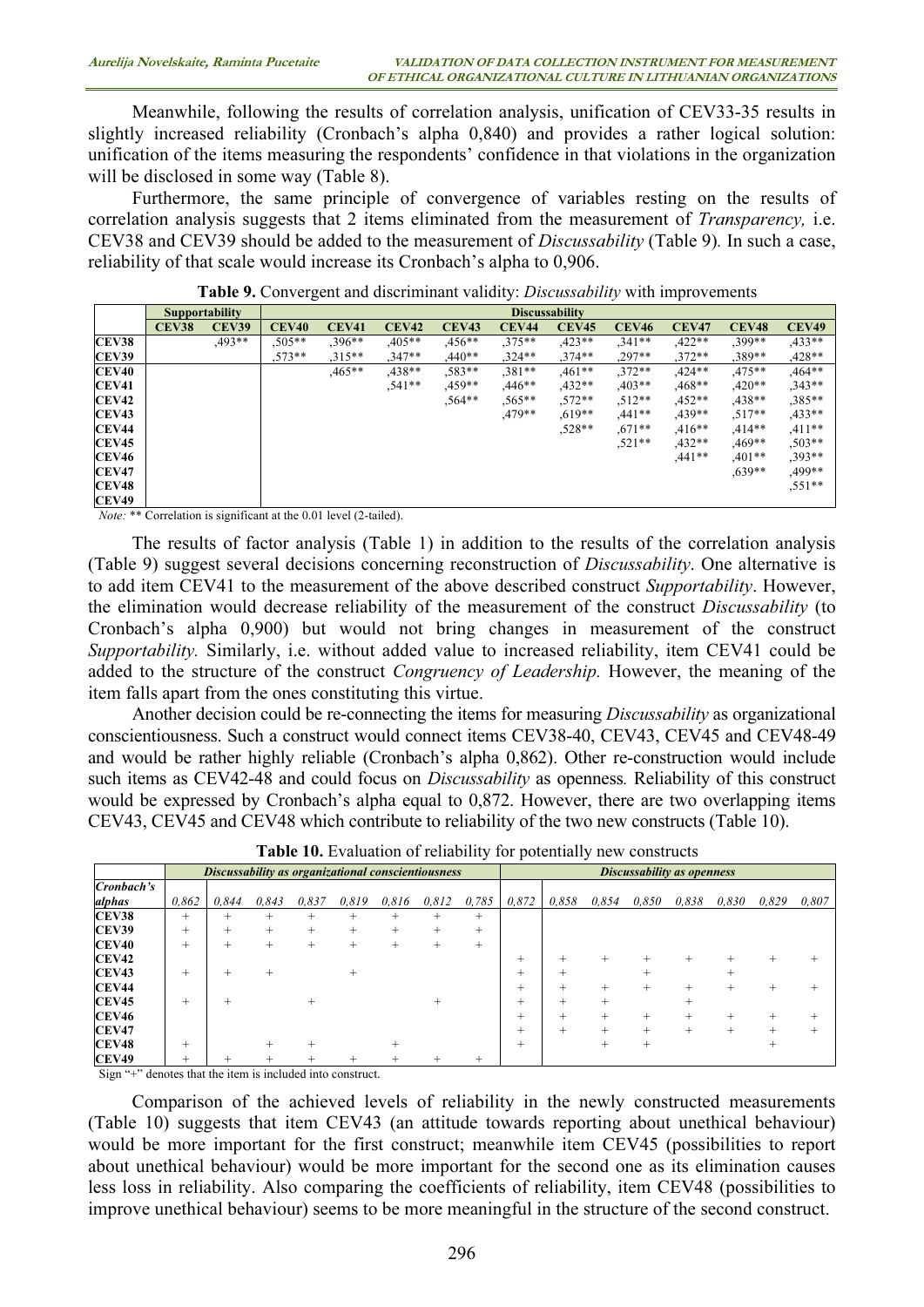Meanwhile, following the results of correlation analysis, unification of CEV33-35 results in slightly increased reliability (Cronbach's alpha 0,840) and provides a rather logical solution: unification of the items measuring the respondents' confidence in that violations in the organization will be disclosed in some way (Table 8).

Furthermore, the same principle of convergence of variables resting on the results of correlation analysis suggests that 2 items eliminated from the measurement of *Transparency,* i.e. CEV38 and CEV39 should be added to the measurement of *Discussability* (Table 9). In such a case, reliability of that scale would increase its Cronbach's alpha to 0,906.

**Table 9.** Convergent and discriminant validity: *Discussability* with improvements

| | **Supportability** | | **Discussability** | | | | | | | | | |
|---|---|---|---|---|---|---|---|---|---|---|---|---|
| | **CEV38** | **CEV39** | **CEV40** | **CEV41** | **CEV42** | **CEV43** | **CEV44** | **CEV45** | **CEV46** | **CEV47** | **CEV48** | **CEV49** |
| **CEV38** | | ,493** | ,505** | ,396** | ,405** | ,456** | ,375** | ,423** | ,341** | ,422** | ,399** | ,433** |
| **CEV39** | | | ,573** | ,315** | ,347** | ,440** | ,324** | ,374** | ,297** | ,372** | ,389** | ,428** |
| **CEV40** | | | | ,465** | ,438** | ,583** | ,381** | ,461** | ,372** | ,424** | ,475** | ,464** |
| **CEV41** | | | | | ,541** | ,459** | ,446** | ,432** | ,403** | ,468** | ,420** | ,343** |
| **CEV42** | | | | | | ,564** | ,565** | ,572** | ,512** | ,452** | ,438** | ,385** |
| **CEV43** | | | | | | | ,479** | ,619** | ,441** | ,439** | ,517** | ,433** |
| **CEV44** | | | | | | | | ,528** | ,671** | ,416** | ,414** | ,411** |
| **CEV45** | | | | | | | | | ,521** | ,432** | ,469** | ,503** |
| **CEV46** | | | | | | | | | | ,441** | ,401** | ,393** |
| **CEV47** | | | | | | | | | | | ,639** | ,499** |
| **CEV48** | | | | | | | | | | | | ,551** |
| **CEV49** | | | | | | | | | | | | |

*Note:* ** Correlation is significant at the 0.01 level (2-tailed).

The results of factor analysis (Table 1) in addition to the results of the correlation analysis (Table 9) suggest several decisions concerning reconstruction of *Discussability*. One alternative is to add item CEV41 to the measurement of the above described construct *Supportability*. However, the elimination would decrease reliability of the measurement of the construct *Discussability* (to Cronbach's alpha 0,900) but would not bring changes in measurement of the construct *Supportability.* Similarly, i.e. without added value to increased reliability, item CEV41 could be added to the structure of the construct *Congruency of Leadership.* However, the meaning of the item falls apart from the ones constituting this virtue.

Another decision could be re-connecting the items for measuring *Discussability* as organizational conscientiousness. Such a construct would connect items CEV38-40, CEV43, CEV45 and CEV48-49 and would be rather highly reliable (Cronbach's alpha 0,862). Other re-construction would include such items as CEV42-48 and could focus on *Discussability* as openness*.* Reliability of this construct would be expressed by Cronbach's alpha equal to 0,872. However, there are two overlapping items CEV43, CEV45 and CEV48 which contribute to reliability of the two new constructs (Table 10).

**Table 10.** Evaluation of reliability for potentially new constructs

| | ***Discussability as organizational conscientiousness*** | | | | | | | | ***Discussability as openness*** | | | | | | | |
|---|---|---|---|---|---|---|---|---|---|---|---|---|---|---|---|---|
| ***Cronbach's alphas*** | *0,862* | *0,844* | *0,843* | *0,837* | *0,819* | *0,816* | *0,812* | *0,785* | *0,872* | *0,858* | *0,854* | *0,850* | *0,838* | *0,830* | *0,829* | *0,807* |
| **CEV38** | + | + | + | + | + | + | + | + | | | | | | | | |
| **CEV39** | + | + | + | + | + | + | + | + | | | | | | | | |
| **CEV40** | + | + | + | + | + | + | + | + | | | | | | | | |
| **CEV42** | | | | | | | | | + | + | + | + | + | + | + | + |
| **CEV43** | + | + | + | | + | | | | + | + | | + | | + | | |
| **CEV44** | | | | | | | | | + | + | + | + | + | + | + | + |
| **CEV45** | + | + | | + | | | + | | + | + | + | | + | | | |
| **CEV46** | | | | | | | | | + | + | + | + | + | + | + | + |
| **CEV47** | | | | | | | | | + | + | + | + | + | + | + | + |
| **CEV48** | + | | + | + | | + | | | + | | + | + | | | + | |
| **CEV49** | + | + | + | + | + | + | + | + | | | | | | | | |

Sign "+" denotes that the item is included into construct.

Comparison of the achieved levels of reliability in the newly constructed measurements (Table 10) suggests that item CEV43 (an attitude towards reporting about unethical behaviour) would be more important for the first construct; meanwhile item CEV45 (possibilities to report about unethical behaviour) would be more important for the second one as its elimination causes less loss in reliability. Also comparing the coefficients of reliability, item CEV48 (possibilities to improve unethical behaviour) seems to be more meaningful in the structure of the second construct.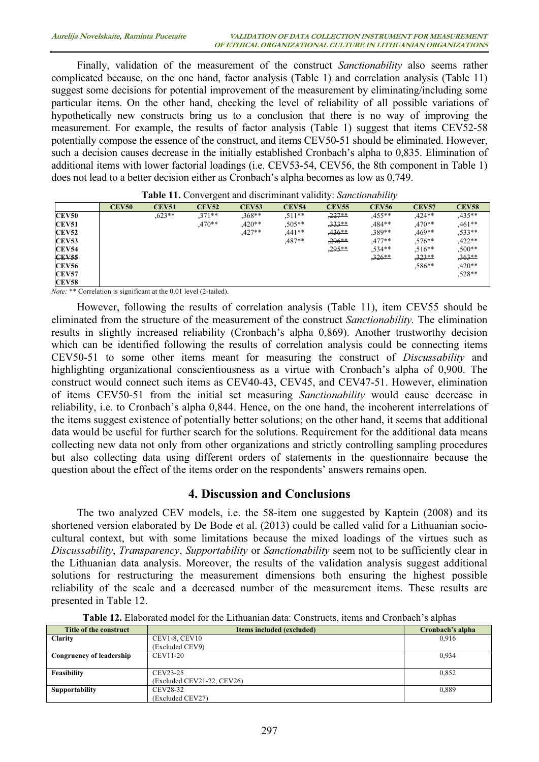Finally, validation of the measurement of the construct *Sanctionability* also seems rather complicated because, on the one hand, factor analysis (Table 1) and correlation analysis (Table 11) suggest some decisions for potential improvement of the measurement by eliminating/including some particular items. On the other hand, checking the level of reliability of all possible variations of hypothetically new constructs bring us to a conclusion that there is no way of improving the measurement. For example, the results of factor analysis (Table 1) suggest that items CEV52-58 potentially compose the essence of the construct, and items CEV50-51 should be eliminated. However, such a decision causes decrease in the initially established Cronbach's alpha to 0,835. Elimination of additional items with lower factorial loadings (i.e. CEV53-54, CEV56, the 8th component in Table 1) does not lead to a better decision either as Cronbach's alpha becomes as low as 0,749.

**Table 11.** Convergent and discriminant validity: *Sanctionability*

| | CEV50 | CEV51 | CEV52 | CEV53 | CEV54 | ~~CEV55~~ | CEV56 | CEV57 | CEV58 |
|---|---|---|---|---|---|---|---|---|---|
| **CEV50** | | ,623** | ,371** | ,368** | ,511** | ~~,227**~~ | ,455** | ,424** | ,435** |
| **CEV51** | | | ,470** | ,420** | ,505** | ~~,333**~~ | ,484** | ,470** | ,461** |
| **CEV52** | | | | ,427** | ,441** | ~~,436**~~ | ,389** | ,469** | ,533** |
| **CEV53** | | | | | ,487** | ~~,296**~~ | ,477** | ,576** | ,422** |
| **CEV54** | | | | | | ~~,295**~~ | ,534** | ,516** | ,500** |
| **~~CEV55~~** | | | | | | | ~~,326**~~ | ~~,323**~~ | ~~,363**~~ |
| **CEV56** | | | | | | | | ,586** | ,420** |
| **CEV57** | | | | | | | | | ,528** |
| **CEV58** | | | | | | | | | |

*Note:* ** Correlation is significant at the 0.01 level (2-tailed).

However, following the results of correlation analysis (Table 11), item CEV55 should be eliminated from the structure of the measurement of the construct *Sanctionability.* The elimination results in slightly increased reliability (Cronbach's alpha 0,869). Another trustworthy decision which can be identified following the results of correlation analysis could be connecting items CEV50-51 to some other items meant for measuring the construct of *Discussability* and highlighting organizational conscientiousness as a virtue with Cronbach's alpha of 0,900. The construct would connect such items as CEV40-43, CEV45, and CEV47-51. However, elimination of items CEV50-51 from the initial set measuring *Sanctionability* would cause decrease in reliability, i.e. to Cronbach's alpha 0,844. Hence, on the one hand, the incoherent interrelations of the items suggest existence of potentially better solutions; on the other hand, it seems that additional data would be useful for further search for the solutions. Requirement for the additional data means collecting new data not only from other organizations and strictly controlling sampling procedures but also collecting data using different orders of statements in the questionnaire because the question about the effect of the items order on the respondents' answers remains open.

## 4. Discussion and Conclusions

The two analyzed CEV models, i.e. the 58-item one suggested by Kaptein (2008) and its shortened version elaborated by De Bode et al. (2013) could be called valid for a Lithuanian socio-cultural context, but with some limitations because the mixed loadings of the virtues such as *Discussability*, *Transparency*, *Supportability* or *Sanctionability* seem not to be sufficiently clear in the Lithuanian data analysis. Moreover, the results of the validation analysis suggest additional solutions for restructuring the measurement dimensions both ensuring the highest possible reliability of the scale and a decreased number of the measurement items. These results are presented in Table 12.

**Table 12.** Elaborated model for the Lithuanian data: Constructs, items and Cronbach's alphas

| Title of the construct | Items included (excluded) | Cronbach's alpha |
|---|---|---|
| **Clarity** | CEV1-8, CEV10<br>(Excluded CEV9) | 0,916 |
| **Congruency of leadership** | CEV11-20 | 0,934 |
| **Feasibility** | CEV23-25<br>(Excluded CEV21-22, CEV26) | 0,852 |
| **Supportability** | CEV28-32<br>(Excluded CEV27) | 0,889 |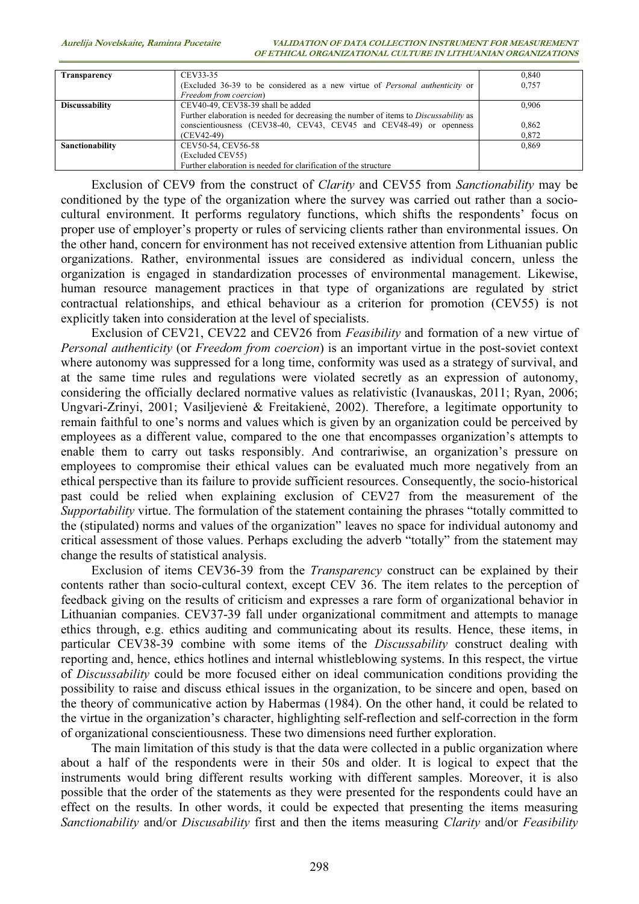| Transparency | CEV33-35<br>(Excluded 36-39 to be considered as a new virtue of *Personal authenticity* or *Freedom from coercion*) | 0,840<br>0,757 |
|---|---|---|
| Discussability | CEV40-49, CEV38-39 shall be added<br>Further elaboration is needed for decreasing the number of items to *Discussability* as conscientiousness (CEV38-40, CEV43, CEV45 and CEV48-49) or openness (CEV42-49) | 0,906<br><br>0,862<br>0,872 |
| Sanctionability | CEV50-54, CEV56-58<br>(Excluded CEV55)<br>Further elaboration is needed for clarification of the structure | 0,869 |

Exclusion of CEV9 from the construct of *Clarity* and CEV55 from *Sanctionability* may be conditioned by the type of the organization where the survey was carried out rather than a socio-cultural environment. It performs regulatory functions, which shifts the respondents' focus on proper use of employer's property or rules of servicing clients rather than environmental issues. On the other hand, concern for environment has not received extensive attention from Lithuanian public organizations. Rather, environmental issues are considered as individual concern, unless the organization is engaged in standardization processes of environmental management. Likewise, human resource management practices in that type of organizations are regulated by strict contractual relationships, and ethical behaviour as a criterion for promotion (CEV55) is not explicitly taken into consideration at the level of specialists.

Exclusion of CEV21, CEV22 and CEV26 from *Feasibility* and formation of a new virtue of *Personal authenticity* (or *Freedom from coercion*) is an important virtue in the post-soviet context where autonomy was suppressed for a long time, conformity was used as a strategy of survival, and at the same time rules and regulations were violated secretly as an expression of autonomy, considering the officially declared normative values as relativistic (Ivanauskas, 2011; Ryan, 2006; Ungvari-Zrinyi, 2001; Vasiljevienė & Freitakienė, 2002). Therefore, a legitimate opportunity to remain faithful to one's norms and values which is given by an organization could be perceived by employees as a different value, compared to the one that encompasses organization's attempts to enable them to carry out tasks responsibly. And contrariwise, an organization's pressure on employees to compromise their ethical values can be evaluated much more negatively from an ethical perspective than its failure to provide sufficient resources. Consequently, the socio-historical past could be relied when explaining exclusion of CEV27 from the measurement of the *Supportability* virtue. The formulation of the statement containing the phrases "totally committed to the (stipulated) norms and values of the organization" leaves no space for individual autonomy and critical assessment of those values. Perhaps excluding the adverb "totally" from the statement may change the results of statistical analysis.

Exclusion of items CEV36-39 from the *Transparency* construct can be explained by their contents rather than socio-cultural context, except CEV 36. The item relates to the perception of feedback giving on the results of criticism and expresses a rare form of organizational behavior in Lithuanian companies. CEV37-39 fall under organizational commitment and attempts to manage ethics through, e.g. ethics auditing and communicating about its results. Hence, these items, in particular CEV38-39 combine with some items of the *Discussability* construct dealing with reporting and, hence, ethics hotlines and internal whistleblowing systems. In this respect, the virtue of *Discussability* could be more focused either on ideal communication conditions providing the possibility to raise and discuss ethical issues in the organization, to be sincere and open, based on the theory of communicative action by Habermas (1984). On the other hand, it could be related to the virtue in the organization's character, highlighting self-reflection and self-correction in the form of organizational conscientiousness. These two dimensions need further exploration.

The main limitation of this study is that the data were collected in a public organization where about a half of the respondents were in their 50s and older. It is logical to expect that the instruments would bring different results working with different samples. Moreover, it is also possible that the order of the statements as they were presented for the respondents could have an effect on the results. In other words, it could be expected that presenting the items measuring *Sanctionability* and/or *Discusability* first and then the items measuring *Clarity* and/or *Feasibility*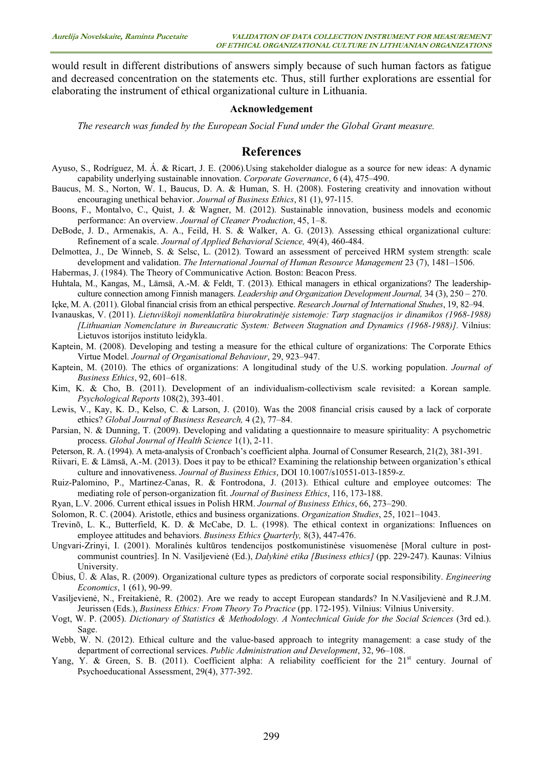would result in different distributions of answers simply because of such human factors as fatigue and decreased concentration on the statements etc. Thus, still further explorations are essential for elaborating the instrument of ethical organizational culture in Lithuania.

### Acknowledgement

*The research was funded by the European Social Fund under the Global Grant measure.*

## References

Ayuso, S., Rodríguez, M. Á. & Ricart, J. E. (2006).Using stakeholder dialogue as a source for new ideas: A dynamic capability underlying sustainable innovation. *Corporate Governance*, 6 (4), 475–490.

Baucus, M. S., Norton, W. I., Baucus, D. A. & Human, S. H. (2008). Fostering creativity and innovation without encouraging unethical behavior. *Journal of Business Ethics*, 81 (1), 97-115.

Boons, F., Montalvo, C., Quist, J. & Wagner, M. (2012). Sustainable innovation, business models and economic performance: An overview. *Journal of Cleaner Production*, 45, 1–8.

DeBode, J. D., Armenakis, A. A., Feild, H. S. & Walker, A. G. (2013). Assessing ethical organizational culture: Refinement of a scale. *Journal of Applied Behavioral Science,* 49(4), 460-484.

Delmottea, J., De Winneb, S. & Selsc, L. (2012). Toward an assessment of perceived HRM system strength: scale development and validation. *The International Journal of Human Resource Management* 23 (7), 1481–1506.

Habermas, J. (1984). The Theory of Communicative Action*.* Boston: Beacon Press.

Huhtala, M., Kangas, M., Lämsä, A.-M. & Feldt, T. (2013). Ethical managers in ethical organizations? The leadership-culture connection among Finnish managers. *Leadership and Organization Development Journal,* 34 (3), 250 – 270.

Içke, M. A. (2011). Global financial crisis from an ethical perspective. *Research Journal of International Studies*, 19, 82–94.

Ivanauskas, V. (2011). *Lietuviškoji nomenklatūra biurokratinėje sistemoje: Tarp stagnacijos ir dinamikos (1968-1988) [Lithuanian Nomenclature in Bureaucratic System: Between Stagnation and Dynamics (1968-1988)]*. Vilnius: Lietuvos istorijos instituto leidykla.

Kaptein, M. (2008). Developing and testing a measure for the ethical culture of organizations: The Corporate Ethics Virtue Model. *Journal of Organisational Behaviour*, 29, 923–947.

Kaptein, M. (2010). The ethics of organizations: A longitudinal study of the U.S. working population. *Journal of Business Ethics*, 92, 601–618.

Kim, K. & Cho, B. (2011). Development of an individualism-collectivism scale revisited: a Korean sample. *Psychological Reports* 108(2), 393-401.

Lewis, V., Kay, K. D., Kelso, C. & Larson, J. (2010). Was the 2008 financial crisis caused by a lack of corporate ethics? *Global Journal of Business Research,* 4 (2), 77–84.

Parsian, N. & Dunning, T. (2009). Developing and validating a questionnaire to measure spirituality: A psychometric process. *Global Journal of Health Science* 1(1), 2-11.

Peterson, R. A. (1994). A meta-analysis of Cronbach's coefficient alpha. Journal of Consumer Research, 21(2), 381-391.

Riivari, E. & Lämsä, A.-M. (2013). Does it pay to be ethical? Examining the relationship between organization's ethical culture and innovativeness. *Journal of Business Ethics*, DOI 10.1007/s10551-013-1859-z.

Ruiz-Palomino, P., Martinez-Canas, R. & Fontrodona, J. (2013). Ethical culture and employee outcomes: The mediating role of person-organization fit. *Journal of Business Ethics*, 116, 173-188.

Ryan, L.V. 2006. Current ethical issues in Polish HRM. *Journal of Business Ethics*, 66, 273–290.

Solomon, R. C. (2004). Aristotle, ethics and business organizations. *Organization Studies*, 25, 1021–1043.

Trevinõ, L. K., Butterfield, K. D. & McCabe, D. L. (1998). The ethical context in organizations: Influences on employee attitudes and behaviors. *Business Ethics Quarterly,* 8(3), 447-476.

Ungvari-Zrinyi, I. (2001). Moralinės kultūros tendencijos postkomunistinėse visuomenėse [Moral culture in post-communist countries]. In N. Vasiljevienė (Ed.), *Dalykinė etika [Business ethics]* (pp. 229-247). Kaunas: Vilnius University.

Übius, Ü. & Alas, R. (2009). Organizational culture types as predictors of corporate social responsibility. *Engineering Economics*, 1 (61), 90-99.

Vasiljevienė, N., Freitakienė, R. (2002). Are we ready to accept European standards? In N.Vasiljevienė and R.J.M. Jeurissen (Eds.), *Business Ethics: From Theory To Practice* (pp. 172-195). Vilnius: Vilnius University.

Vogt, W. P. (2005). *Dictionary of Statistics & Methodology. A Nontechnical Guide for the Social Sciences* (3rd ed.). Sage.

Webb, W. N. (2012). Ethical culture and the value-based approach to integrity management: a case study of the department of correctional services. *Public Administration and Development*, 32, 96–108.

Yang, Y. & Green, S. B. (2011). Coefficient alpha: A reliability coefficient for the 21st century. Journal of Psychoeducational Assessment, 29(4), 377-392.